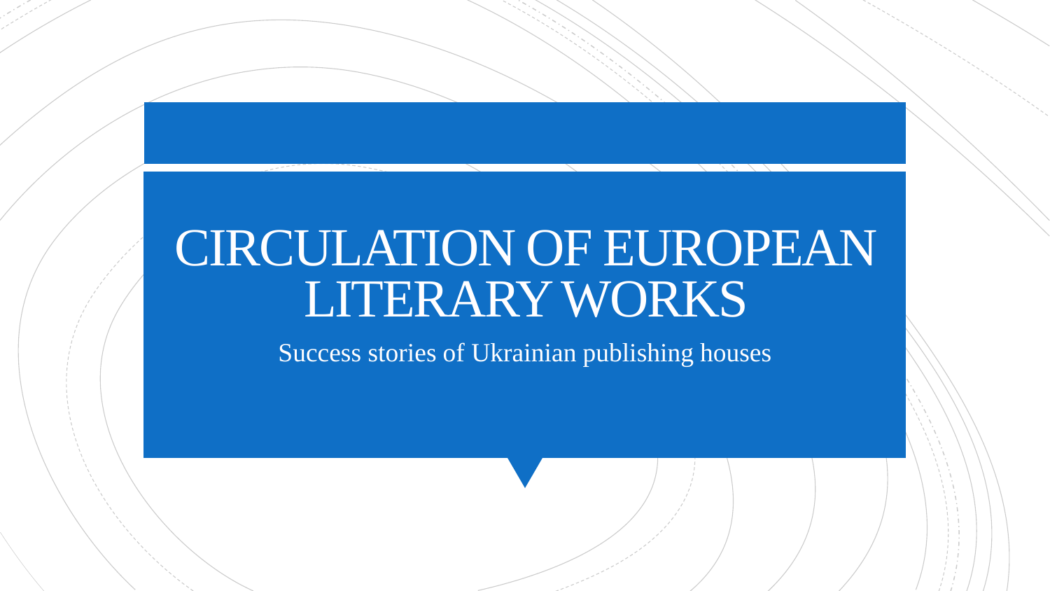# CIRCULATION OF EUROPEAN LITERARY WORKS

Success stories of Ukrainian publishing houses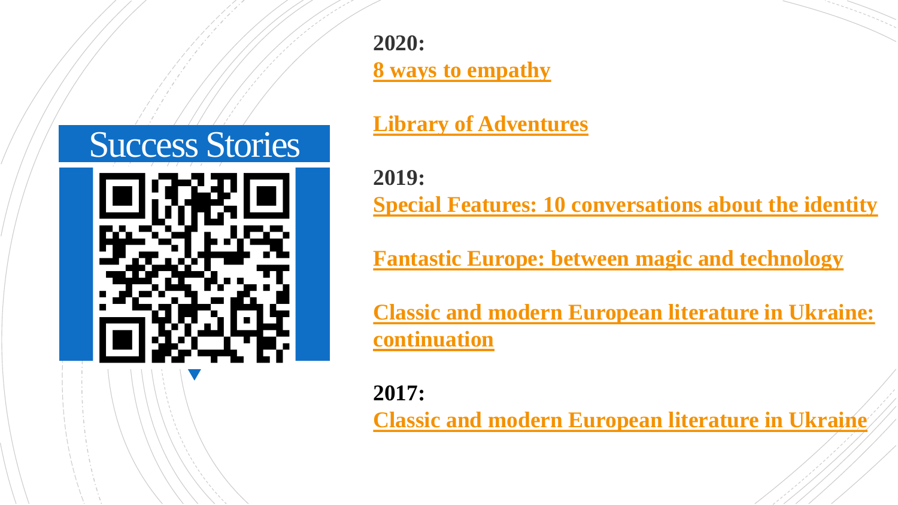# Success Stories

**2020:**

**8 ways to empathy**

**Library of Adventures**

**2019:**

**Special Features: 10 conversations about the identity**

**Fantastic Europe: between magic and technology**

**Classic and modern European literature in Ukraine: continuation**

**2017:**

**Classic and modern European literature in Ukraine**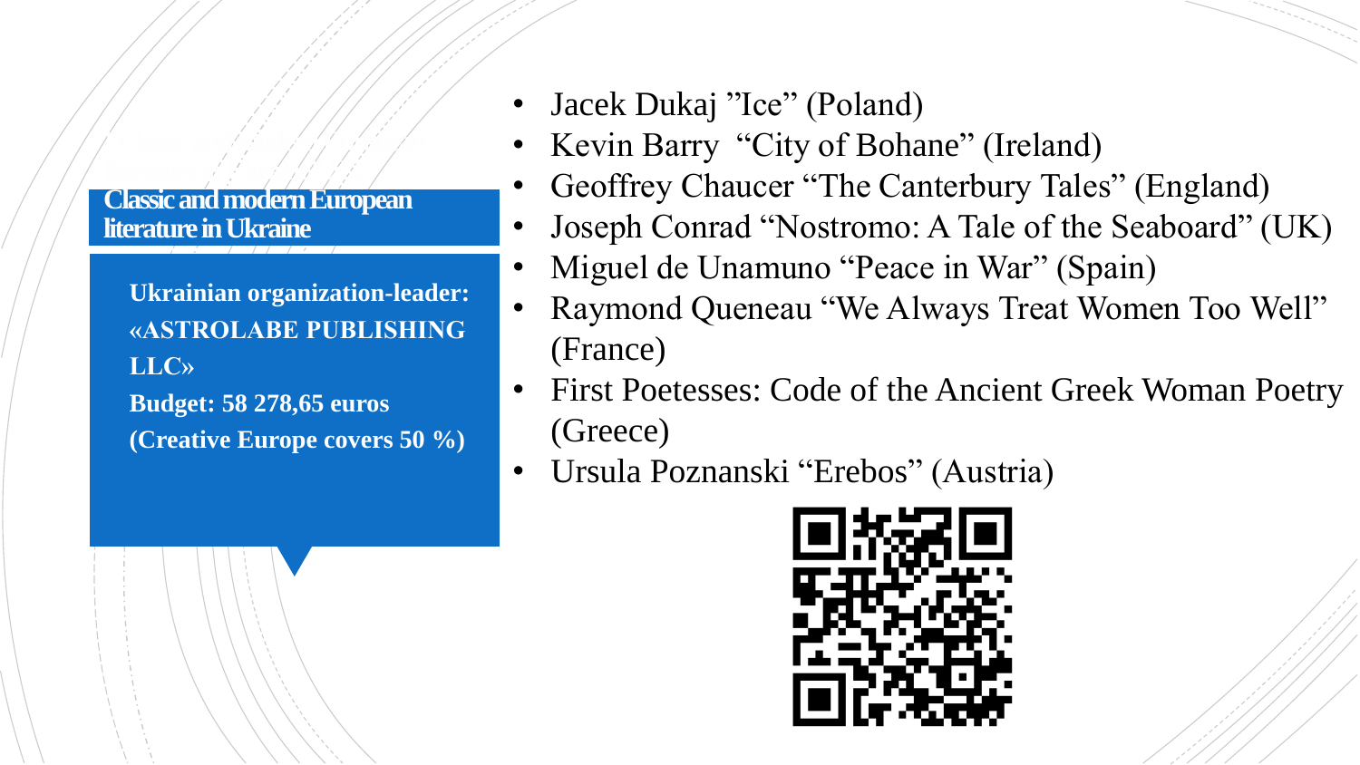## Classic and modern European literature in Ukraine

**Ukrainian organization-leader: «ASTROLABE PUBLISHING LLC»**
**Budget: 58 278,65 euros (Creative Europe covers 50 %)**

- Jacek Dukaj ”Ice” (Poland)
- Kevin Barry “City of Bohane” (Ireland)
- Geoffrey Chaucer “The Canterbury Tales” (England)
- Joseph Conrad “Nostromo: A Tale of the Seaboard” (UK)
- Miguel de Unamuno “Peace in War” (Spain)
- Raymond Queneau “We Always Treat Women Too Well” (France)
- First Poetesses: Code of the Ancient Greek Woman Poetry (Greece)
- Ursula Poznanski “Erebos” (Austria)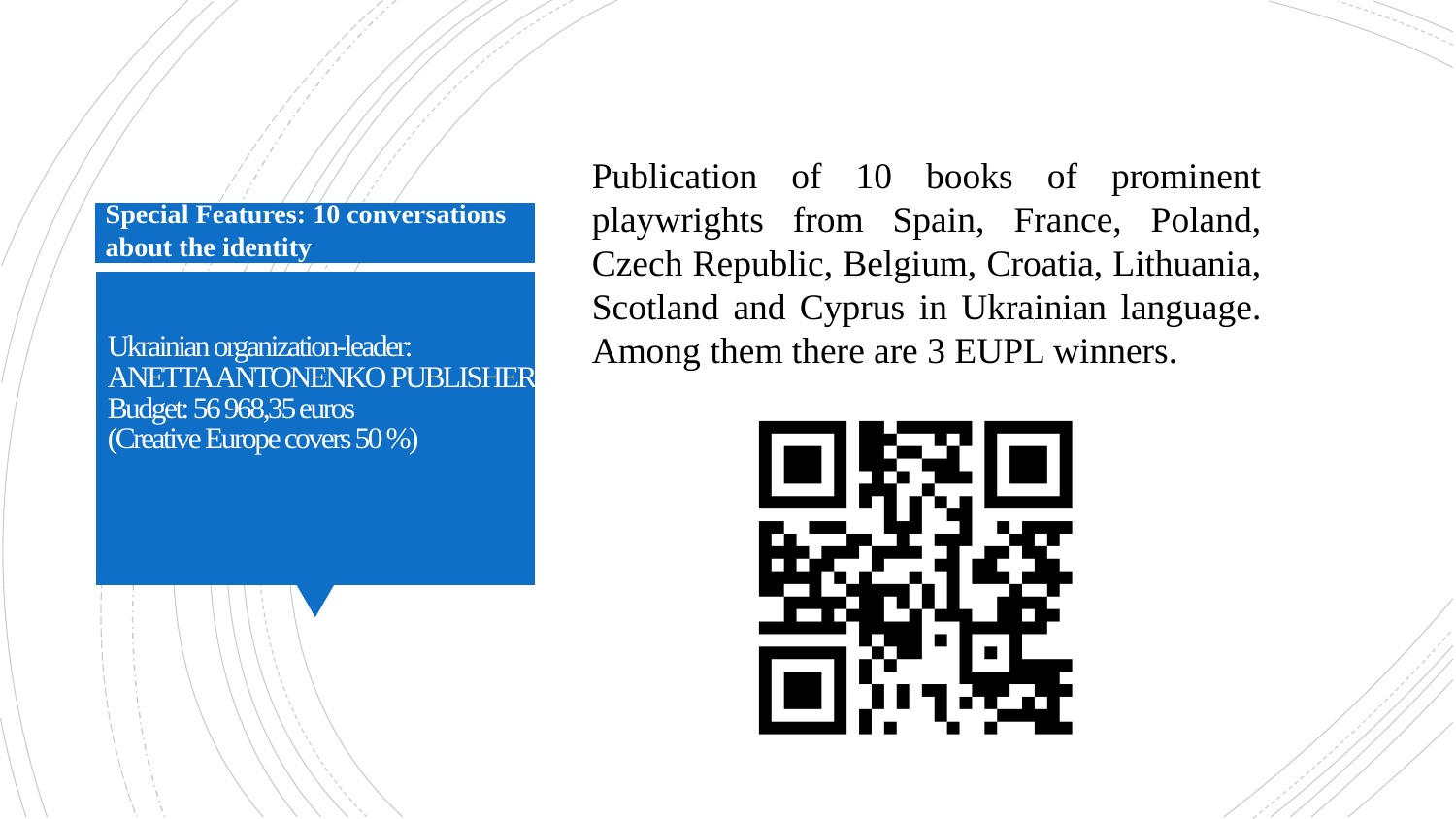**Special Features: 10 conversations about the identity**

Ukrainian organization-leader: ANETTA ANTONENKO PUBLISHER
Budget: 56 968,35 euros
(Creative Europe covers 50 %)

Publication of 10 books of prominent playwrights from Spain, France, Poland, Czech Republic, Belgium, Croatia, Lithuania, Scotland and Cyprus in Ukrainian language. Among them there are 3 EUPL winners.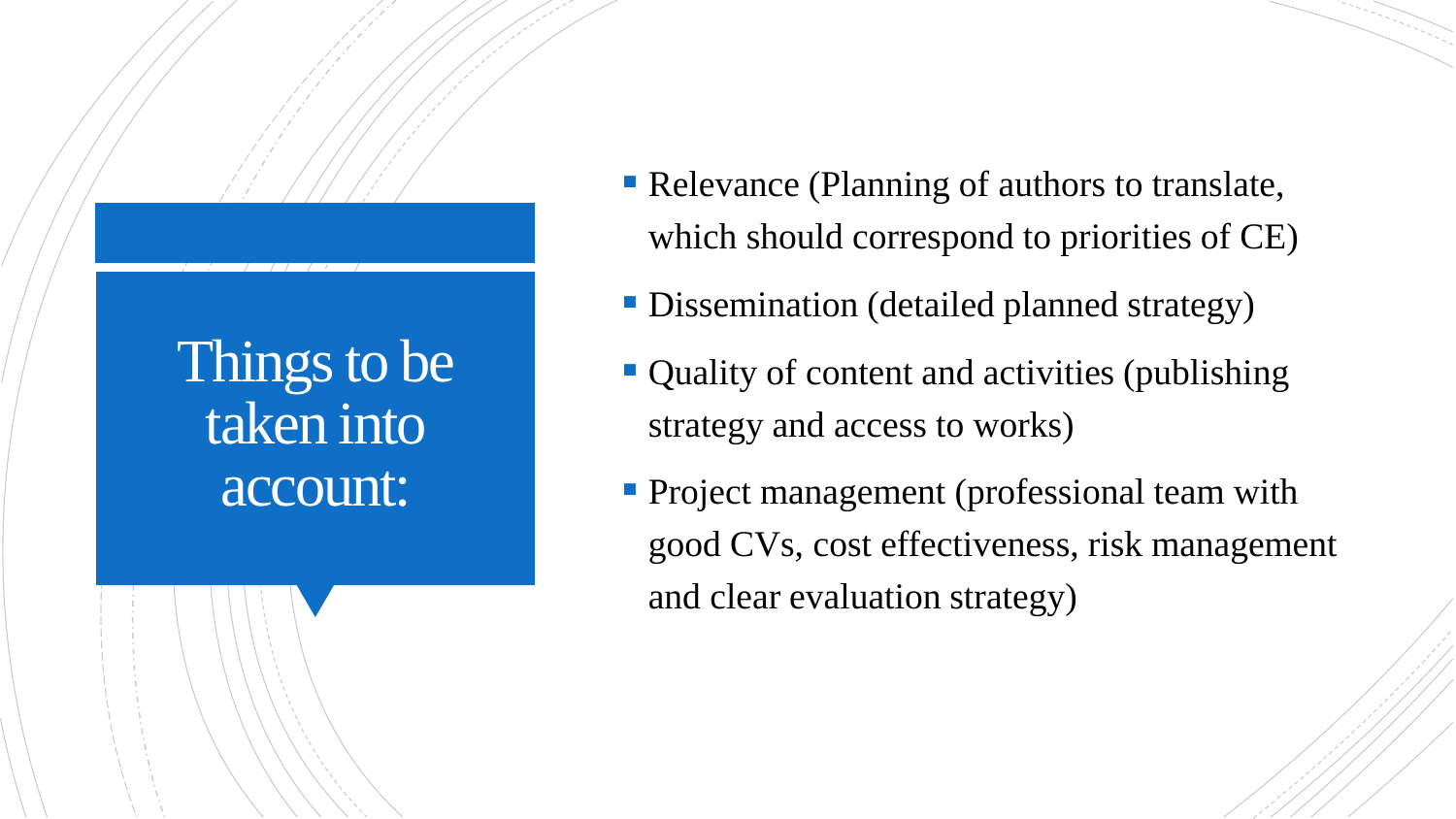# Things to be taken into account:

- Relevance (Planning of authors to translate, which should correspond to priorities of CE)
- Dissemination (detailed planned strategy)
- Quality of content and activities (publishing strategy and access to works)
- Project management (professional team with good CVs, cost effectiveness, risk management and clear evaluation strategy)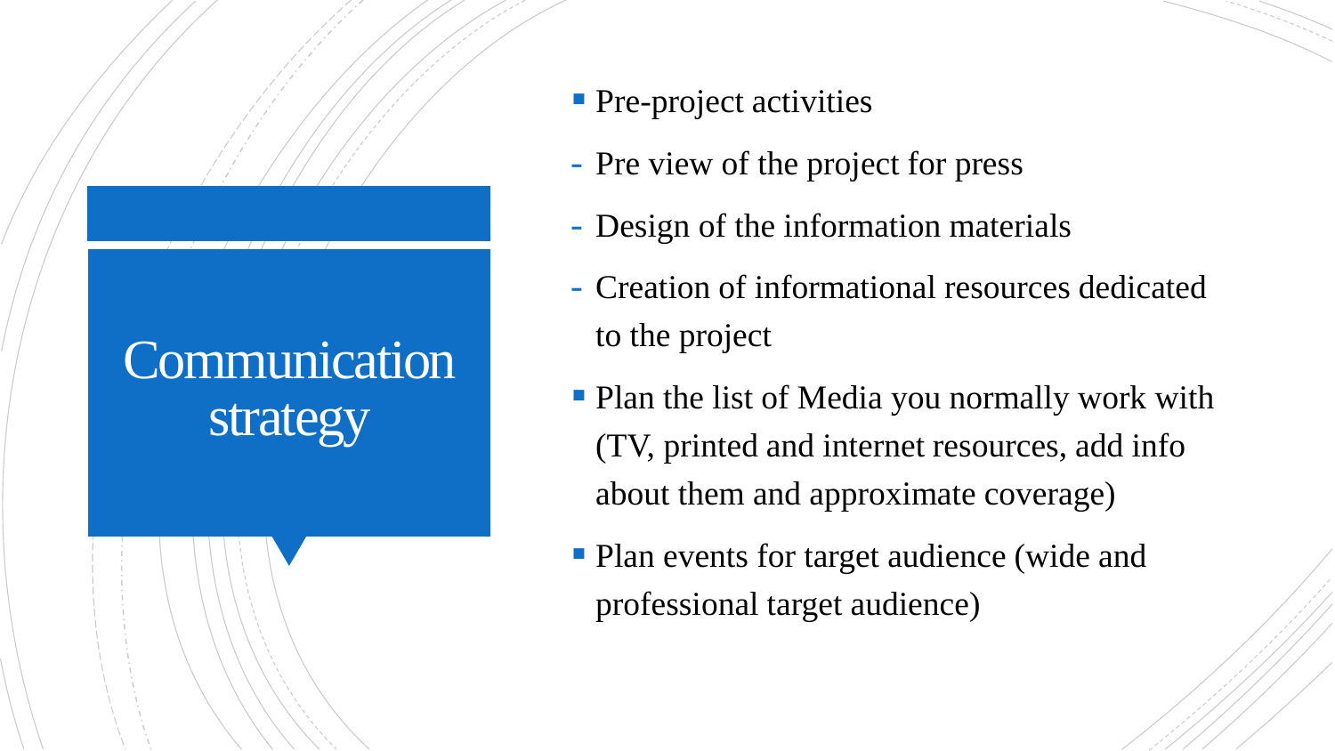# Communication strategy

- Pre-project activities
  - Pre view of the project for press
  - Design of the information materials
  - Creation of informational resources dedicated to the project
- Plan the list of Media you normally work with (TV, printed and internet resources, add info about them and approximate coverage)
- Plan events for target audience (wide and professional target audience)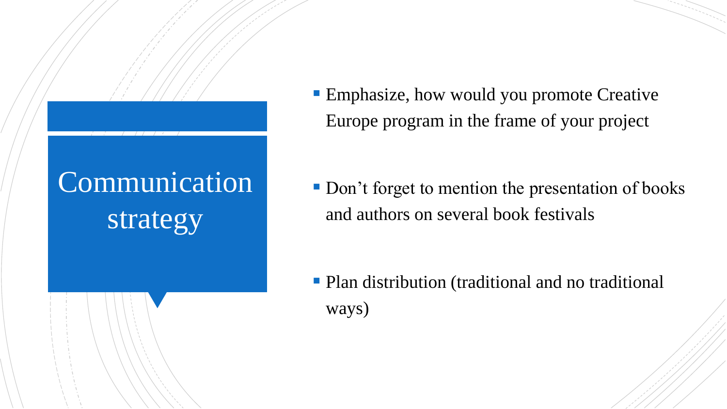# Communication strategy

- Emphasize, how would you promote Creative Europe program in the frame of your project
- Don't forget to mention the presentation of books and authors on several book festivals
- Plan distribution (traditional and no traditional ways)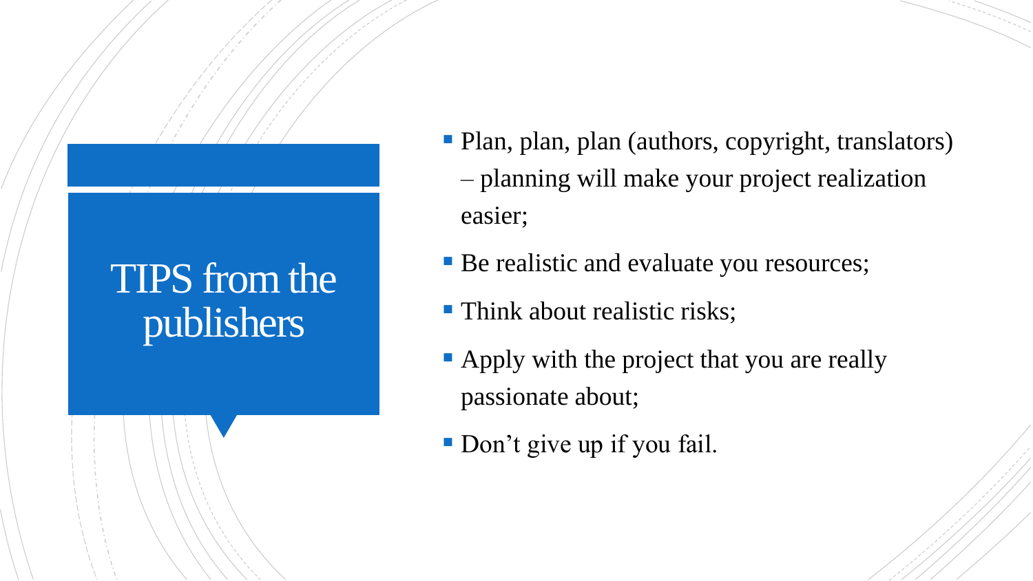# TIPS from the publishers

- Plan, plan, plan (authors, copyright, translators) – planning will make your project realization easier;
- Be realistic and evaluate you resources;
- Think about realistic risks;
- Apply with the project that you are really passionate about;
- Don’t give up if you fail.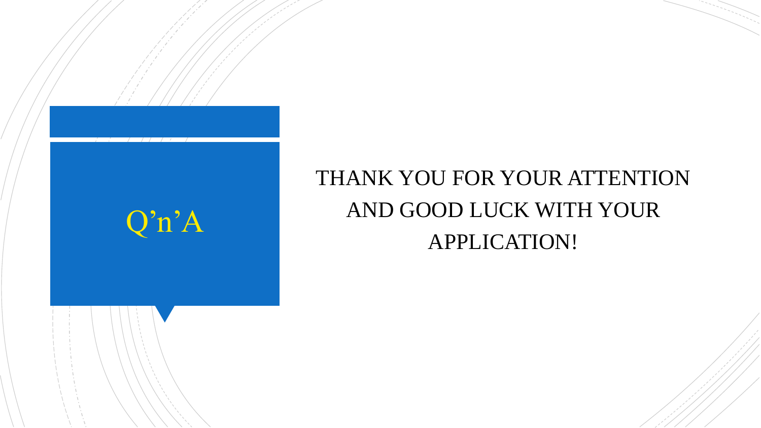# Q’n’A

THANK YOU FOR YOUR ATTENTION AND GOOD LUCK WITH YOUR APPLICATION!